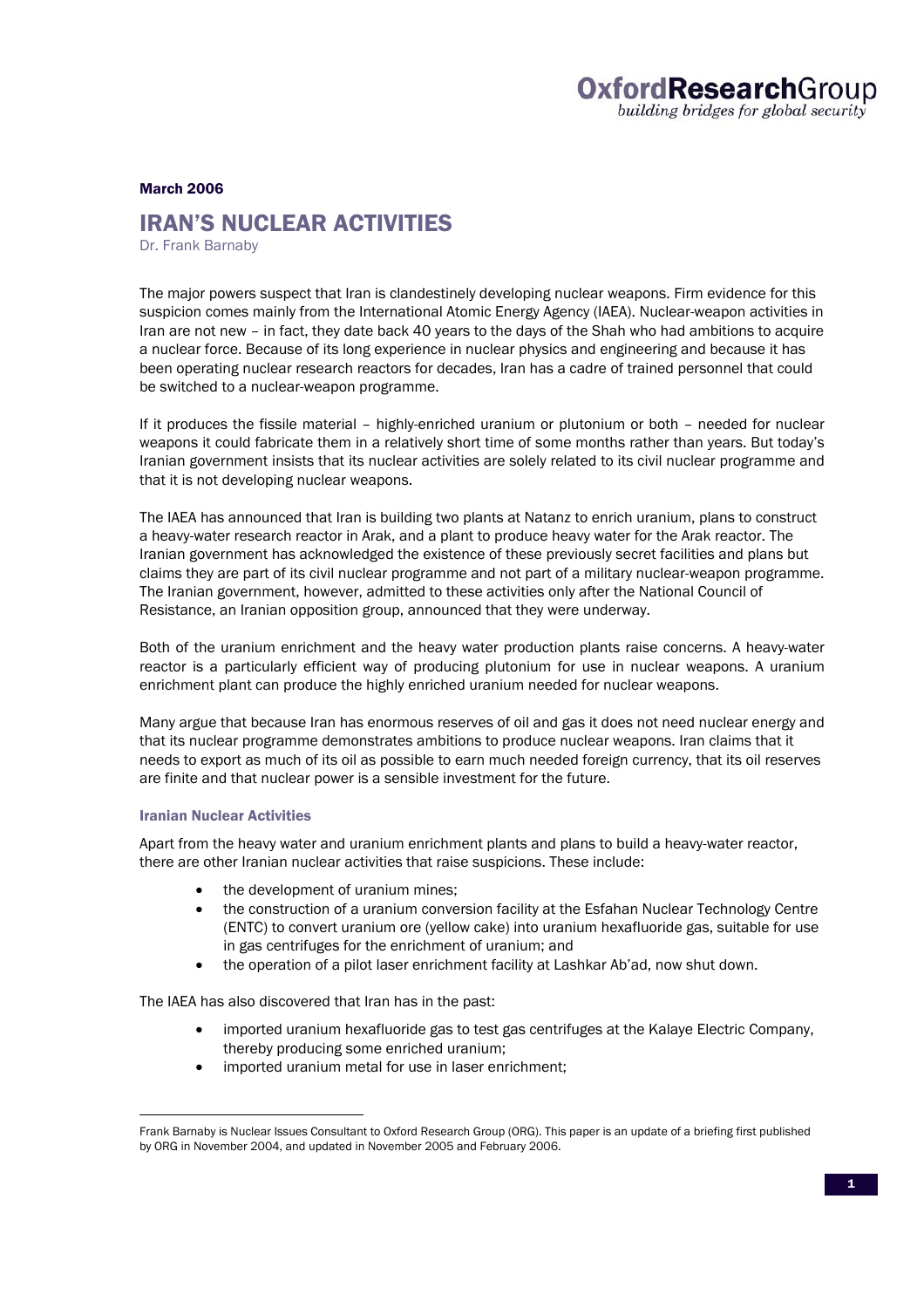**March 2006**

# IRAN'S NUCLEAR ACTIVITIES

Dr. Frank Barnaby

The major powers suspect that Iran is clandestinely developing nuclear weapons. Firm evidence for this suspicion comes mainly from the International Atomic Energy Agency (IAEA). Nuclear-weapon activities in Iran are not new – in fact, they date back 40 years to the days of the Shah who had ambitions to acquire a nuclear force. Because of its long experience in nuclear physics and engineering and because it has been operating nuclear research reactors for decades, Iran has a cadre of trained personnel that could be switched to a nuclear-weapon programme.

If it produces the fissile material – highly-enriched uranium or plutonium or both – needed for nuclear weapons it could fabricate them in a relatively short time of some months rather than years. But today's Iranian government insists that its nuclear activities are solely related to its civil nuclear programme and that it is not developing nuclear weapons.

The IAEA has announced that Iran is building two plants at Natanz to enrich uranium, plans to construct a heavy-water research reactor in Arak, and a plant to produce heavy water for the Arak reactor. The Iranian government has acknowledged the existence of these previously secret facilities and plans but claims they are part of its civil nuclear programme and not part of a military nuclear-weapon programme. The Iranian government, however, admitted to these activities only after the National Council of Resistance, an Iranian opposition group, announced that they were underway.

Both of the uranium enrichment and the heavy water production plants raise concerns. A heavy-water reactor is a particularly efficient way of producing plutonium for use in nuclear weapons. A uranium enrichment plant can produce the highly enriched uranium needed for nuclear weapons.

Many argue that because Iran has enormous reserves of oil and gas it does not need nuclear energy and that its nuclear programme demonstrates ambitions to produce nuclear weapons. Iran claims that it needs to export as much of its oil as possible to earn much needed foreign currency, that its oil reserves are finite and that nuclear power is a sensible investment for the future.

### Iranian Nuclear Activities

Apart from the heavy water and uranium enrichment plants and plans to build a heavy-water reactor, there are other Iranian nuclear activities that raise suspicions. These include:

- the development of uranium mines;
- the construction of a uranium conversion facility at the Esfahan Nuclear Technology Centre (ENTC) to convert uranium ore (yellow cake) into uranium hexafluoride gas, suitable for use in gas centrifuges for the enrichment of uranium; and
- the operation of a pilot laser enrichment facility at Lashkar Ab'ad, now shut down.

The IAEA has also discovered that Iran has in the past:

- imported uranium hexafluoride gas to test gas centrifuges at the Kalaye Electric Company, thereby producing some enriched uranium;
- imported uranium metal for use in laser enrichment;

---

Frank Barnaby is Nuclear Issues Consultant to Oxford Research Group (ORG). This paper is an update of a briefing first published by ORG in November 2004, and updated in November 2005 and February 2006.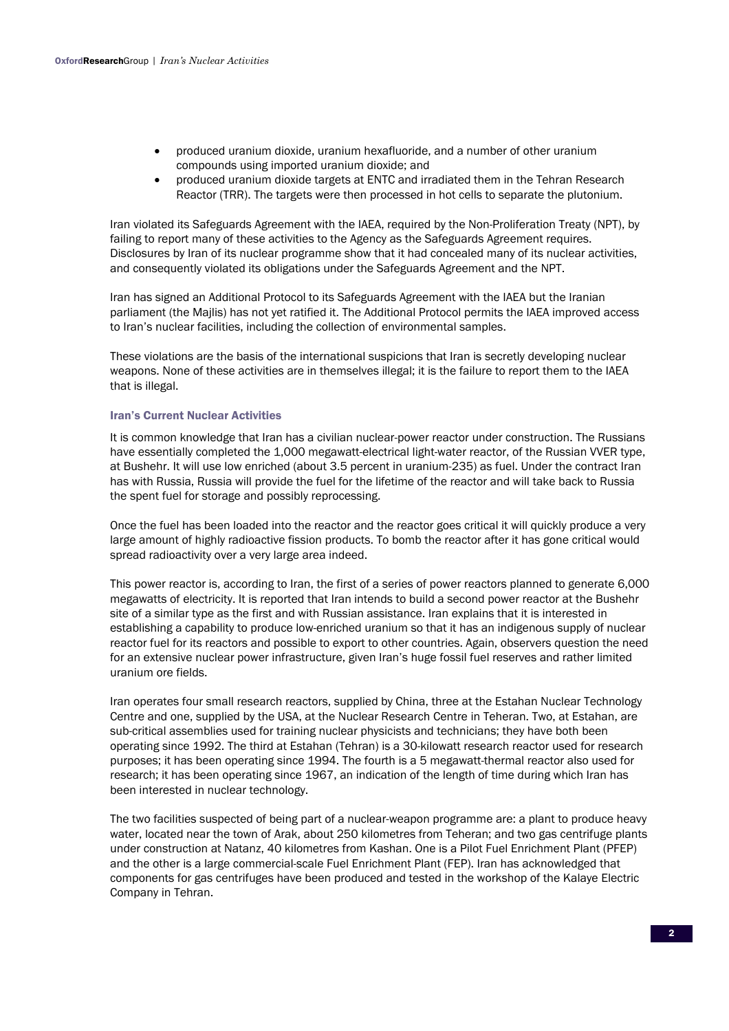- produced uranium dioxide, uranium hexafluoride, and a number of other uranium compounds using imported uranium dioxide; and
- produced uranium dioxide targets at ENTC and irradiated them in the Tehran Research Reactor (TRR). The targets were then processed in hot cells to separate the plutonium.

Iran violated its Safeguards Agreement with the IAEA, required by the Non-Proliferation Treaty (NPT), by failing to report many of these activities to the Agency as the Safeguards Agreement requires. Disclosures by Iran of its nuclear programme show that it had concealed many of its nuclear activities, and consequently violated its obligations under the Safeguards Agreement and the NPT.

Iran has signed an Additional Protocol to its Safeguards Agreement with the IAEA but the Iranian parliament (the Majlis) has not yet ratified it. The Additional Protocol permits the IAEA improved access to Iran's nuclear facilities, including the collection of environmental samples.

These violations are the basis of the international suspicions that Iran is secretly developing nuclear weapons. None of these activities are in themselves illegal; it is the failure to report them to the IAEA that is illegal.

### Iran's Current Nuclear Activities

It is common knowledge that Iran has a civilian nuclear-power reactor under construction. The Russians have essentially completed the 1,000 megawatt-electrical light-water reactor, of the Russian VVER type, at Bushehr. It will use low enriched (about 3.5 percent in uranium-235) as fuel. Under the contract Iran has with Russia, Russia will provide the fuel for the lifetime of the reactor and will take back to Russia the spent fuel for storage and possibly reprocessing.

Once the fuel has been loaded into the reactor and the reactor goes critical it will quickly produce a very large amount of highly radioactive fission products. To bomb the reactor after it has gone critical would spread radioactivity over a very large area indeed.

This power reactor is, according to Iran, the first of a series of power reactors planned to generate 6,000 megawatts of electricity. It is reported that Iran intends to build a second power reactor at the Bushehr site of a similar type as the first and with Russian assistance. Iran explains that it is interested in establishing a capability to produce low-enriched uranium so that it has an indigenous supply of nuclear reactor fuel for its reactors and possible to export to other countries. Again, observers question the need for an extensive nuclear power infrastructure, given Iran's huge fossil fuel reserves and rather limited uranium ore fields.

Iran operates four small research reactors, supplied by China, three at the Estahan Nuclear Technology Centre and one, supplied by the USA, at the Nuclear Research Centre in Teheran. Two, at Estahan, are sub-critical assemblies used for training nuclear physicists and technicians; they have both been operating since 1992. The third at Estahan (Tehran) is a 30-kilowatt research reactor used for research purposes; it has been operating since 1994. The fourth is a 5 megawatt-thermal reactor also used for research; it has been operating since 1967, an indication of the length of time during which Iran has been interested in nuclear technology.

The two facilities suspected of being part of a nuclear-weapon programme are: a plant to produce heavy water, located near the town of Arak, about 250 kilometres from Teheran; and two gas centrifuge plants under construction at Natanz, 40 kilometres from Kashan. One is a Pilot Fuel Enrichment Plant (PFEP) and the other is a large commercial-scale Fuel Enrichment Plant (FEP). Iran has acknowledged that components for gas centrifuges have been produced and tested in the workshop of the Kalaye Electric Company in Tehran.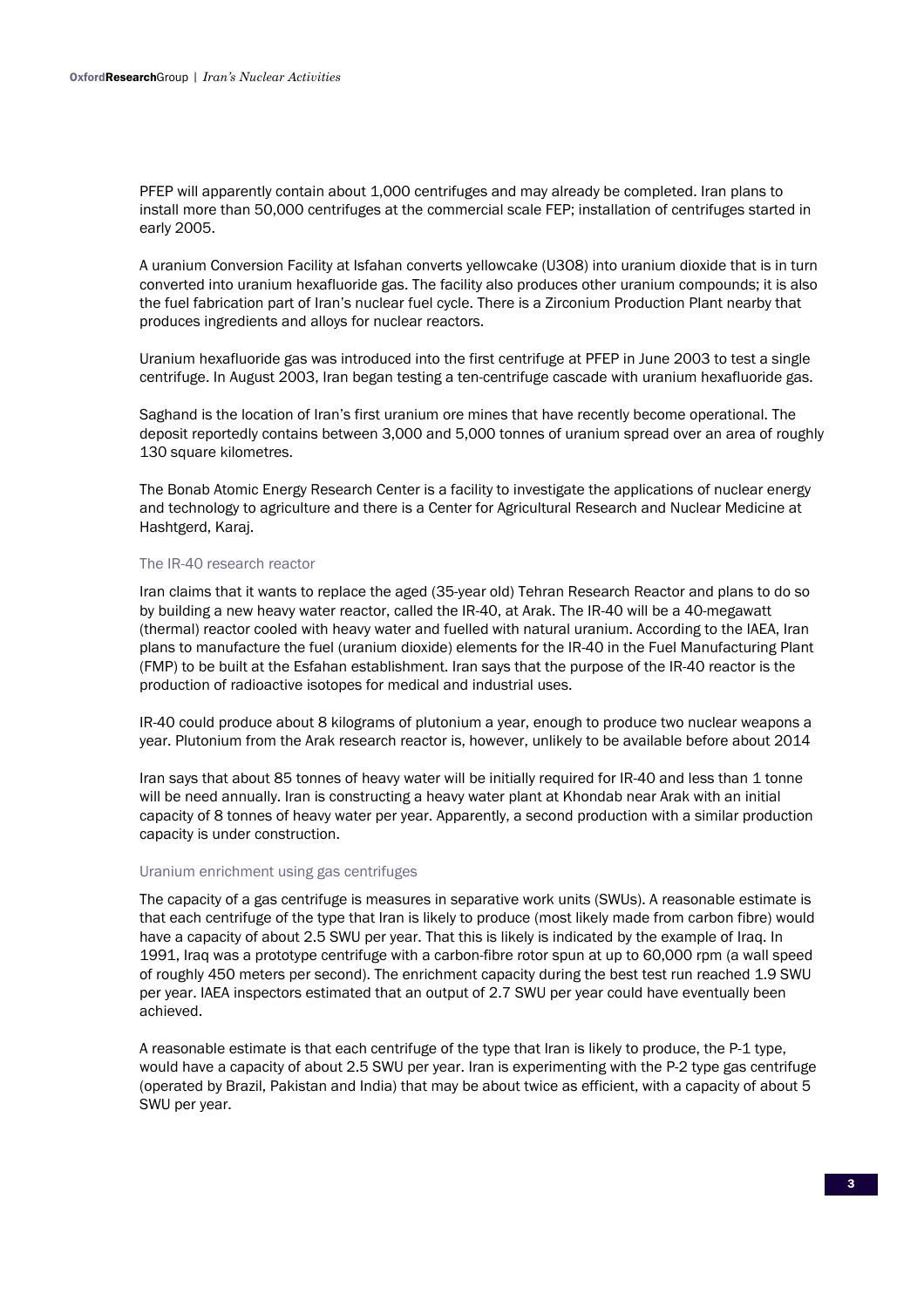PFEP will apparently contain about 1,000 centrifuges and may already be completed. Iran plans to install more than 50,000 centrifuges at the commercial scale FEP; installation of centrifuges started in early 2005.

A uranium Conversion Facility at Isfahan converts yellowcake (U3O8) into uranium dioxide that is in turn converted into uranium hexafluoride gas. The facility also produces other uranium compounds; it is also the fuel fabrication part of Iran's nuclear fuel cycle. There is a Zirconium Production Plant nearby that produces ingredients and alloys for nuclear reactors.

Uranium hexafluoride gas was introduced into the first centrifuge at PFEP in June 2003 to test a single centrifuge. In August 2003, Iran began testing a ten-centrifuge cascade with uranium hexafluoride gas.

Saghand is the location of Iran's first uranium ore mines that have recently become operational. The deposit reportedly contains between 3,000 and 5,000 tonnes of uranium spread over an area of roughly 130 square kilometres.

The Bonab Atomic Energy Research Center is a facility to investigate the applications of nuclear energy and technology to agriculture and there is a Center for Agricultural Research and Nuclear Medicine at Hashtgerd, Karaj.

### The IR-40 research reactor

Iran claims that it wants to replace the aged (35-year old) Tehran Research Reactor and plans to do so by building a new heavy water reactor, called the IR-40, at Arak. The IR-40 will be a 40-megawatt (thermal) reactor cooled with heavy water and fuelled with natural uranium. According to the IAEA, Iran plans to manufacture the fuel (uranium dioxide) elements for the IR-40 in the Fuel Manufacturing Plant (FMP) to be built at the Esfahan establishment. Iran says that the purpose of the IR-40 reactor is the production of radioactive isotopes for medical and industrial uses.

IR-40 could produce about 8 kilograms of plutonium a year, enough to produce two nuclear weapons a year. Plutonium from the Arak research reactor is, however, unlikely to be available before about 2014

Iran says that about 85 tonnes of heavy water will be initially required for IR-40 and less than 1 tonne will be need annually. Iran is constructing a heavy water plant at Khondab near Arak with an initial capacity of 8 tonnes of heavy water per year. Apparently, a second production with a similar production capacity is under construction.

### Uranium enrichment using gas centrifuges

The capacity of a gas centrifuge is measures in separative work units (SWUs). A reasonable estimate is that each centrifuge of the type that Iran is likely to produce (most likely made from carbon fibre) would have a capacity of about 2.5 SWU per year. That this is likely is indicated by the example of Iraq. In 1991, Iraq was a prototype centrifuge with a carbon-fibre rotor spun at up to 60,000 rpm (a wall speed of roughly 450 meters per second). The enrichment capacity during the best test run reached 1.9 SWU per year. IAEA inspectors estimated that an output of 2.7 SWU per year could have eventually been achieved.

A reasonable estimate is that each centrifuge of the type that Iran is likely to produce, the P-1 type, would have a capacity of about 2.5 SWU per year. Iran is experimenting with the P-2 type gas centrifuge (operated by Brazil, Pakistan and India) that may be about twice as efficient, with a capacity of about 5 SWU per year.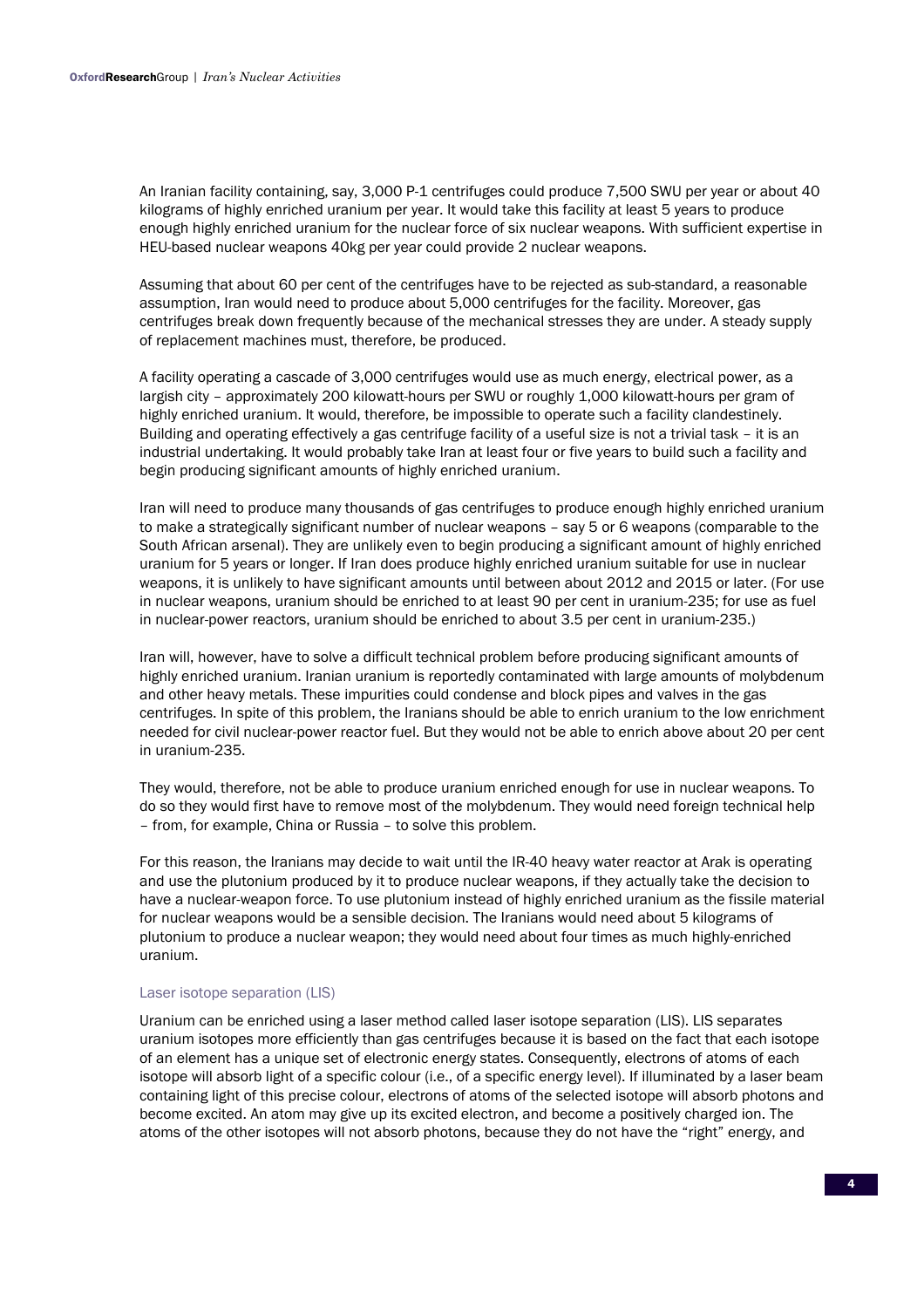An Iranian facility containing, say, 3,000 P-1 centrifuges could produce 7,500 SWU per year or about 40 kilograms of highly enriched uranium per year. It would take this facility at least 5 years to produce enough highly enriched uranium for the nuclear force of six nuclear weapons. With sufficient expertise in HEU-based nuclear weapons 40kg per year could provide 2 nuclear weapons.

Assuming that about 60 per cent of the centrifuges have to be rejected as sub-standard, a reasonable assumption, Iran would need to produce about 5,000 centrifuges for the facility. Moreover, gas centrifuges break down frequently because of the mechanical stresses they are under. A steady supply of replacement machines must, therefore, be produced.

A facility operating a cascade of 3,000 centrifuges would use as much energy, electrical power, as a largish city – approximately 200 kilowatt-hours per SWU or roughly 1,000 kilowatt-hours per gram of highly enriched uranium. It would, therefore, be impossible to operate such a facility clandestinely. Building and operating effectively a gas centrifuge facility of a useful size is not a trivial task – it is an industrial undertaking. It would probably take Iran at least four or five years to build such a facility and begin producing significant amounts of highly enriched uranium.

Iran will need to produce many thousands of gas centrifuges to produce enough highly enriched uranium to make a strategically significant number of nuclear weapons – say 5 or 6 weapons (comparable to the South African arsenal). They are unlikely even to begin producing a significant amount of highly enriched uranium for 5 years or longer. If Iran does produce highly enriched uranium suitable for use in nuclear weapons, it is unlikely to have significant amounts until between about 2012 and 2015 or later. (For use in nuclear weapons, uranium should be enriched to at least 90 per cent in uranium-235; for use as fuel in nuclear-power reactors, uranium should be enriched to about 3.5 per cent in uranium-235.)

Iran will, however, have to solve a difficult technical problem before producing significant amounts of highly enriched uranium. Iranian uranium is reportedly contaminated with large amounts of molybdenum and other heavy metals. These impurities could condense and block pipes and valves in the gas centrifuges. In spite of this problem, the Iranians should be able to enrich uranium to the low enrichment needed for civil nuclear-power reactor fuel. But they would not be able to enrich above about 20 per cent in uranium-235.

They would, therefore, not be able to produce uranium enriched enough for use in nuclear weapons. To do so they would first have to remove most of the molybdenum. They would need foreign technical help – from, for example, China or Russia – to solve this problem.

For this reason, the Iranians may decide to wait until the IR-40 heavy water reactor at Arak is operating and use the plutonium produced by it to produce nuclear weapons, if they actually take the decision to have a nuclear-weapon force. To use plutonium instead of highly enriched uranium as the fissile material for nuclear weapons would be a sensible decision. The Iranians would need about 5 kilograms of plutonium to produce a nuclear weapon; they would need about four times as much highly-enriched uranium.

### Laser isotope separation (LIS)

Uranium can be enriched using a laser method called laser isotope separation (LIS). LIS separates uranium isotopes more efficiently than gas centrifuges because it is based on the fact that each isotope of an element has a unique set of electronic energy states. Consequently, electrons of atoms of each isotope will absorb light of a specific colour (i.e., of a specific energy level). If illuminated by a laser beam containing light of this precise colour, electrons of atoms of the selected isotope will absorb photons and become excited. An atom may give up its excited electron, and become a positively charged ion. The atoms of the other isotopes will not absorb photons, because they do not have the "right" energy, and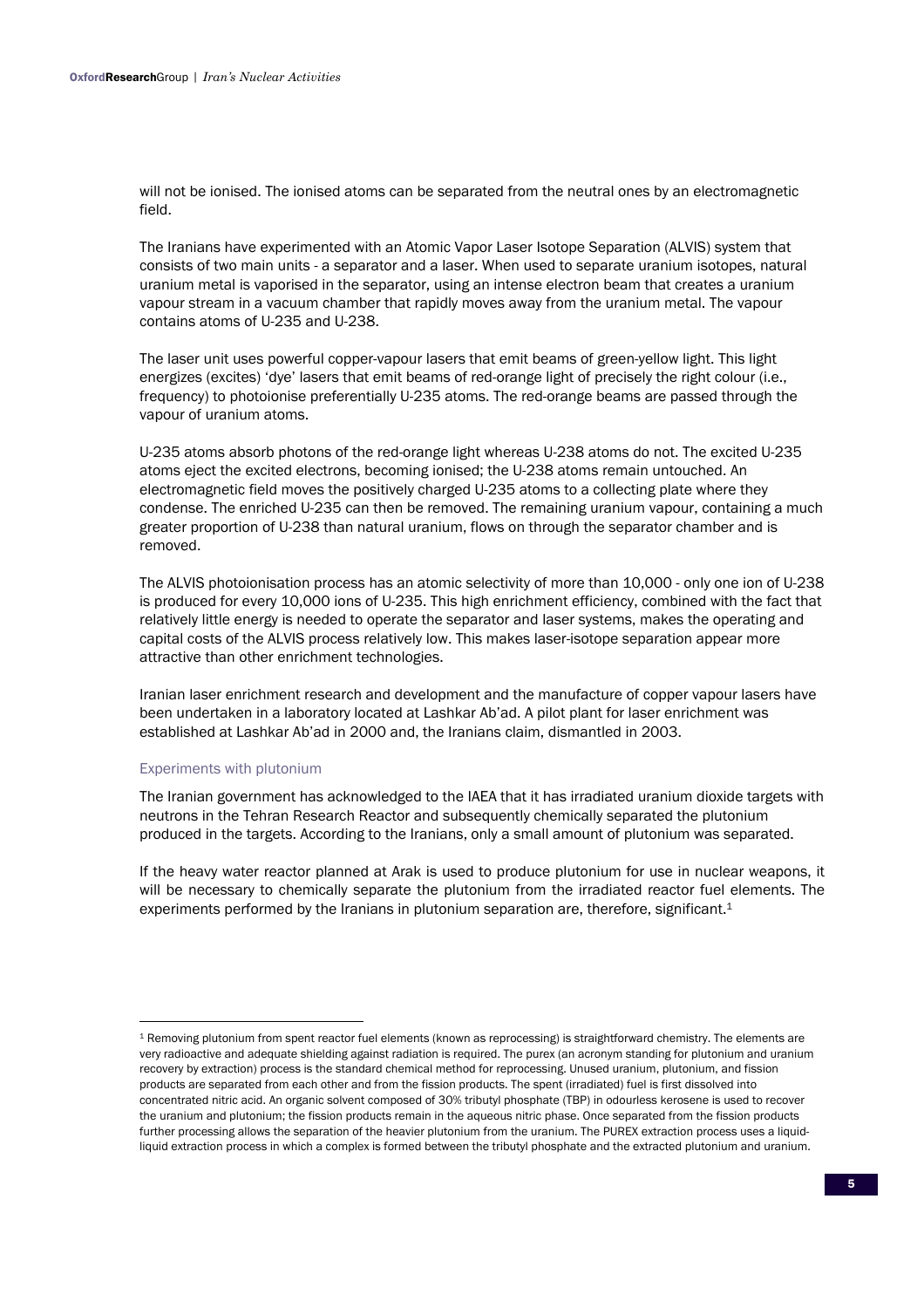will not be ionised. The ionised atoms can be separated from the neutral ones by an electromagnetic field.

The Iranians have experimented with an Atomic Vapor Laser Isotope Separation (ALVIS) system that consists of two main units - a separator and a laser. When used to separate uranium isotopes, natural uranium metal is vaporised in the separator, using an intense electron beam that creates a uranium vapour stream in a vacuum chamber that rapidly moves away from the uranium metal. The vapour contains atoms of U-235 and U-238.

The laser unit uses powerful copper-vapour lasers that emit beams of green-yellow light. This light energizes (excites) 'dye' lasers that emit beams of red-orange light of precisely the right colour (i.e., frequency) to photoionise preferentially U-235 atoms. The red-orange beams are passed through the vapour of uranium atoms.

U-235 atoms absorb photons of the red-orange light whereas U-238 atoms do not. The excited U-235 atoms eject the excited electrons, becoming ionised; the U-238 atoms remain untouched. An electromagnetic field moves the positively charged U-235 atoms to a collecting plate where they condense. The enriched U-235 can then be removed. The remaining uranium vapour, containing a much greater proportion of U-238 than natural uranium, flows on through the separator chamber and is removed.

The ALVIS photoionisation process has an atomic selectivity of more than 10,000 - only one ion of U-238 is produced for every 10,000 ions of U-235. This high enrichment efficiency, combined with the fact that relatively little energy is needed to operate the separator and laser systems, makes the operating and capital costs of the ALVIS process relatively low. This makes laser-isotope separation appear more attractive than other enrichment technologies.

Iranian laser enrichment research and development and the manufacture of copper vapour lasers have been undertaken in a laboratory located at Lashkar Ab'ad. A pilot plant for laser enrichment was established at Lashkar Ab'ad in 2000 and, the Iranians claim, dismantled in 2003.

### Experiments with plutonium

The Iranian government has acknowledged to the IAEA that it has irradiated uranium dioxide targets with neutrons in the Tehran Research Reactor and subsequently chemically separated the plutonium produced in the targets. According to the Iranians, only a small amount of plutonium was separated.

If the heavy water reactor planned at Arak is used to produce plutonium for use in nuclear weapons, it will be necessary to chemically separate the plutonium from the irradiated reactor fuel elements. The experiments performed by the Iranians in plutonium separation are, therefore, significant.[1]

---

[1] Removing plutonium from spent reactor fuel elements (known as reprocessing) is straightforward chemistry. The elements are very radioactive and adequate shielding against radiation is required. The purex (an acronym standing for plutonium and uranium recovery by extraction) process is the standard chemical method for reprocessing. Unused uranium, plutonium, and fission products are separated from each other and from the fission products. The spent (irradiated) fuel is first dissolved into concentrated nitric acid. An organic solvent composed of 30% tributyl phosphate (TBP) in odourless kerosene is used to recover the uranium and plutonium; the fission products remain in the aqueous nitric phase. Once separated from the fission products further processing allows the separation of the heavier plutonium from the uranium. The PUREX extraction process uses a liquid-liquid extraction process in which a complex is formed between the tributyl phosphate and the extracted plutonium and uranium.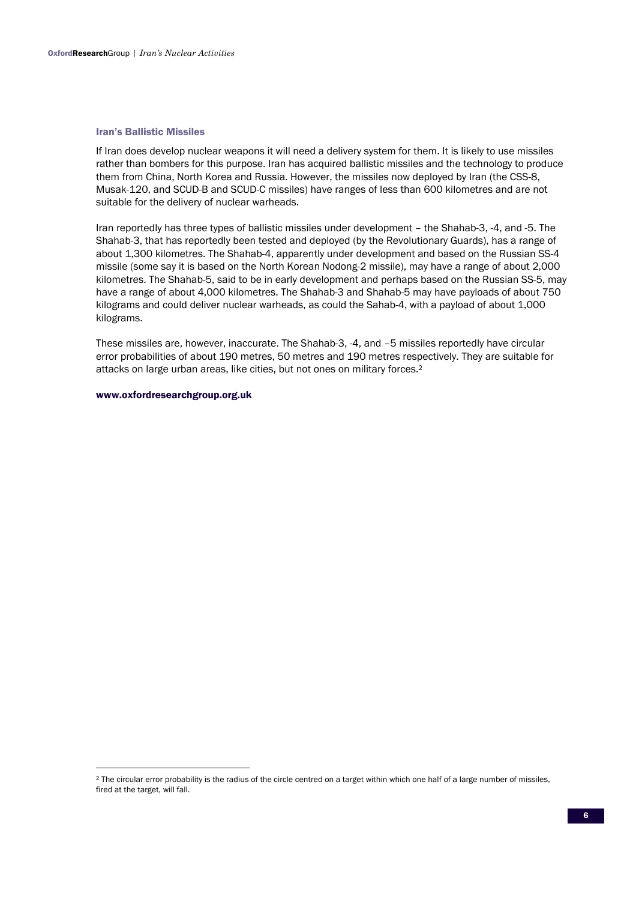### Iran's Ballistic Missiles

If Iran does develop nuclear weapons it will need a delivery system for them. It is likely to use missiles rather than bombers for this purpose. Iran has acquired ballistic missiles and the technology to produce them from China, North Korea and Russia. However, the missiles now deployed by Iran (the CSS-8, Musak-120, and SCUD-B and SCUD-C missiles) have ranges of less than 600 kilometres and are not suitable for the delivery of nuclear warheads.

Iran reportedly has three types of ballistic missiles under development – the Shahab-3, -4, and -5. The Shahab-3, that has reportedly been tested and deployed (by the Revolutionary Guards), has a range of about 1,300 kilometres. The Shahab-4, apparently under development and based on the Russian SS-4 missile (some say it is based on the North Korean Nodong-2 missile), may have a range of about 2,000 kilometres. The Shahab-5, said to be in early development and perhaps based on the Russian SS-5, may have a range of about 4,000 kilometres. The Shahab-3 and Shahab-5 may have payloads of about 750 kilograms and could deliver nuclear warheads, as could the Sahab-4, with a payload of about 1,000 kilograms.

These missiles are, however, inaccurate. The Shahab-3, -4, and –5 missiles reportedly have circular error probabilities of about 190 metres, 50 metres and 190 metres respectively. They are suitable for attacks on large urban areas, like cities, but not ones on military forces.[2]

**www.oxfordresearchgroup.org.uk**

[2] The circular error probability is the radius of the circle centred on a target within which one half of a large number of missiles, fired at the target, will fall.